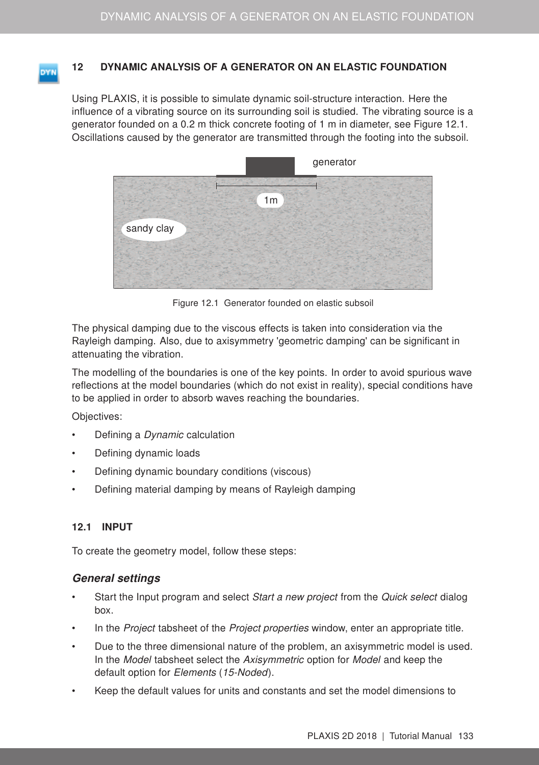## 12 DYNAMIC ANALYSIS OF A GENERATOR ON AN ELASTIC FOUNDATION

Using PLAXIS, it is possible to simulate dynamic soil-structure interaction. Here the influence of a vibrating source on its surrounding soil is studied. The vibrating source is a generator founded on a 0.2 m thick concrete footing of 1 m in diameter, see Figure 12.1. Oscillations caused by the generator are transmitted through the footing into the subsoil.

Figure 12.1 Generator founded on elastic subsoil

The physical damping due to the viscous effects is taken into consideration via the Rayleigh damping. Also, due to axisymmetry 'geometric damping' can be significant in attenuating the vibration.

The modelling of the boundaries is one of the key points. In order to avoid spurious wave reflections at the model boundaries (which do not exist in reality), special conditions have to be applied in order to absorb waves reaching the boundaries.

Objectives:

- Defining a *Dynamic* calculation
- Defining dynamic loads
- Defining dynamic boundary conditions (viscous)
- Defining material damping by means of Rayleigh damping

### 12.1 INPUT

To create the geometry model, follow these steps:

#### *General settings*

- Start the Input program and select *Start a new project* from the *Quick select* dialog box.
- In the *Project* tabsheet of the *Project properties* window, enter an appropriate title.
- Due to the three dimensional nature of the problem, an axisymmetric model is used. In the *Model* tabsheet select the *Axisymmetric* option for *Model* and keep the default option for *Elements* (*15-Noded*).
- Keep the default values for units and constants and set the model dimensions to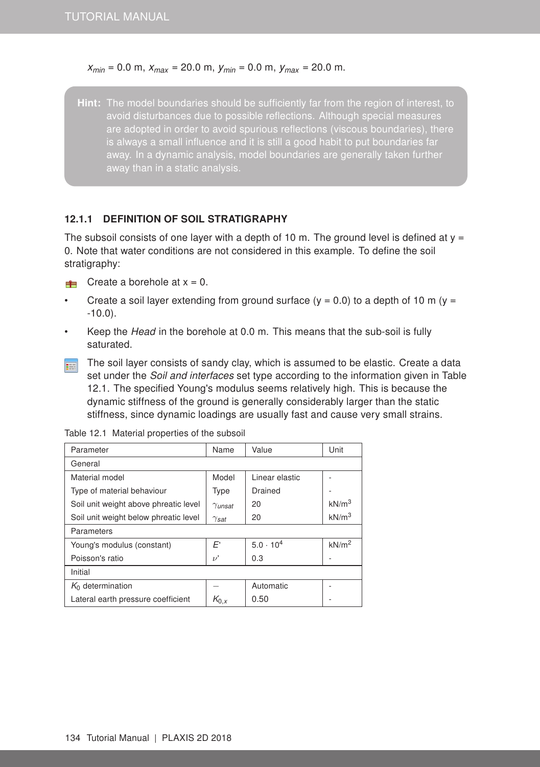$x_{min}$ = 0.0 m, $x_{max}$ = 20.0 m, $y_{min}$ = 0.0 m, $y_{max}$ = 20.0 m.

> **Hint:** The model boundaries should be sufficiently far from the region of interest, to avoid disturbances due to possible reflections. Although special measures are adopted in order to avoid spurious reflections (viscous boundaries), there is always a small influence and it is still a good habit to put boundaries far away. In a dynamic analysis, model boundaries are generally taken further away than in a static analysis.

### 12.1.1 DEFINITION OF SOIL STRATIGRAPHY

The subsoil consists of one layer with a depth of 10 m. The ground level is defined at y = 0. Note that water conditions are not considered in this example. To define the soil stratigraphy:

- Create a borehole at x = 0.
- Create a soil layer extending from ground surface (y = 0.0) to a depth of 10 m (y = -10.0).
- Keep the *Head* in the borehole at 0.0 m. This means that the sub-soil is fully saturated.
- The soil layer consists of sandy clay, which is assumed to be elastic. Create a data set under the *Soil and interfaces* set type according to the information given in Table 12.1. The specified Young's modulus seems relatively high. This is because the dynamic stiffness of the ground is generally considerably larger than the static stiffness, since dynamic loadings are usually fast and cause very small strains.

Table 12.1 Material properties of the subsoil

| Parameter | Name | Value | Unit |
|---|---|---|---|
| General | | | |
| Material model | Model | Linear elastic | - |
| Type of material behaviour | Type | Drained | - |
| Soil unit weight above phreatic level | $\gamma_{unsat}$ | 20 | kN/m$^3$ |
| Soil unit weight below phreatic level | $\gamma_{sat}$ | 20 | kN/m$^3$ |
| Parameters | | | |
| Young's modulus (constant) | $E'$ | $5.0 \cdot 10^4$ | kN/m$^2$ |
| Poisson's ratio | $\nu'$ | 0.3 | - |
| Initial | | | |
| $K_0$ determination | – | Automatic | - |
| Lateral earth pressure coefficient | $K_{0,x}$ | 0.50 | - |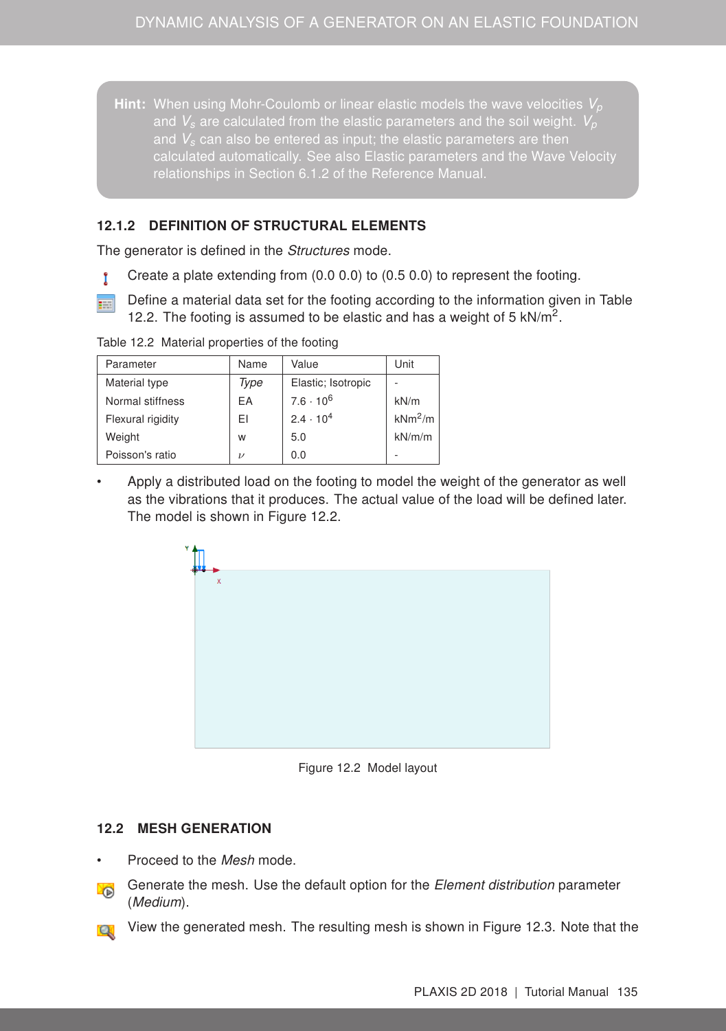**Hint:** When using Mohr-Coulomb or linear elastic models the wave velocities $V_p$ and $V_s$ are calculated from the elastic parameters and the soil weight. $V_p$ and $V_s$ can also be entered as input; the elastic parameters are then calculated automatically. See also Elastic parameters and the Wave Velocity relationships in Section 6.1.2 of the Reference Manual.

### 12.1.2 DEFINITION OF STRUCTURAL ELEMENTS

The generator is defined in the *Structures* mode.

- Create a plate extending from (0.0 0.0) to (0.5 0.0) to represent the footing.
- Define a material data set for the footing according to the information given in Table 12.2. The footing is assumed to be elastic and has a weight of 5 kN/m$^2$.

Table 12.2 Material properties of the footing

| Parameter | Name | Value | Unit |
|---|---|---|---|
| Material type | *Type* | Elastic; Isotropic | - |
| Normal stiffness | EA | $7.6 \cdot 10^6$ | kN/m |
| Flexural rigidity | EI | $2.4 \cdot 10^4$ | kNm$^2$/m |
| Weight | w | 5.0 | kN/m/m |
| Poisson's ratio | $\nu$ | 0.0 | - |

- Apply a distributed load on the footing to model the weight of the generator as well as the vibrations that it produces. The actual value of the load will be defined later. The model is shown in Figure 12.2.

Figure 12.2 Model layout

## 12.2 MESH GENERATION

- Proceed to the *Mesh* mode.
- Generate the mesh. Use the default option for the *Element distribution* parameter (*Medium*).
- View the generated mesh. The resulting mesh is shown in Figure 12.3. Note that the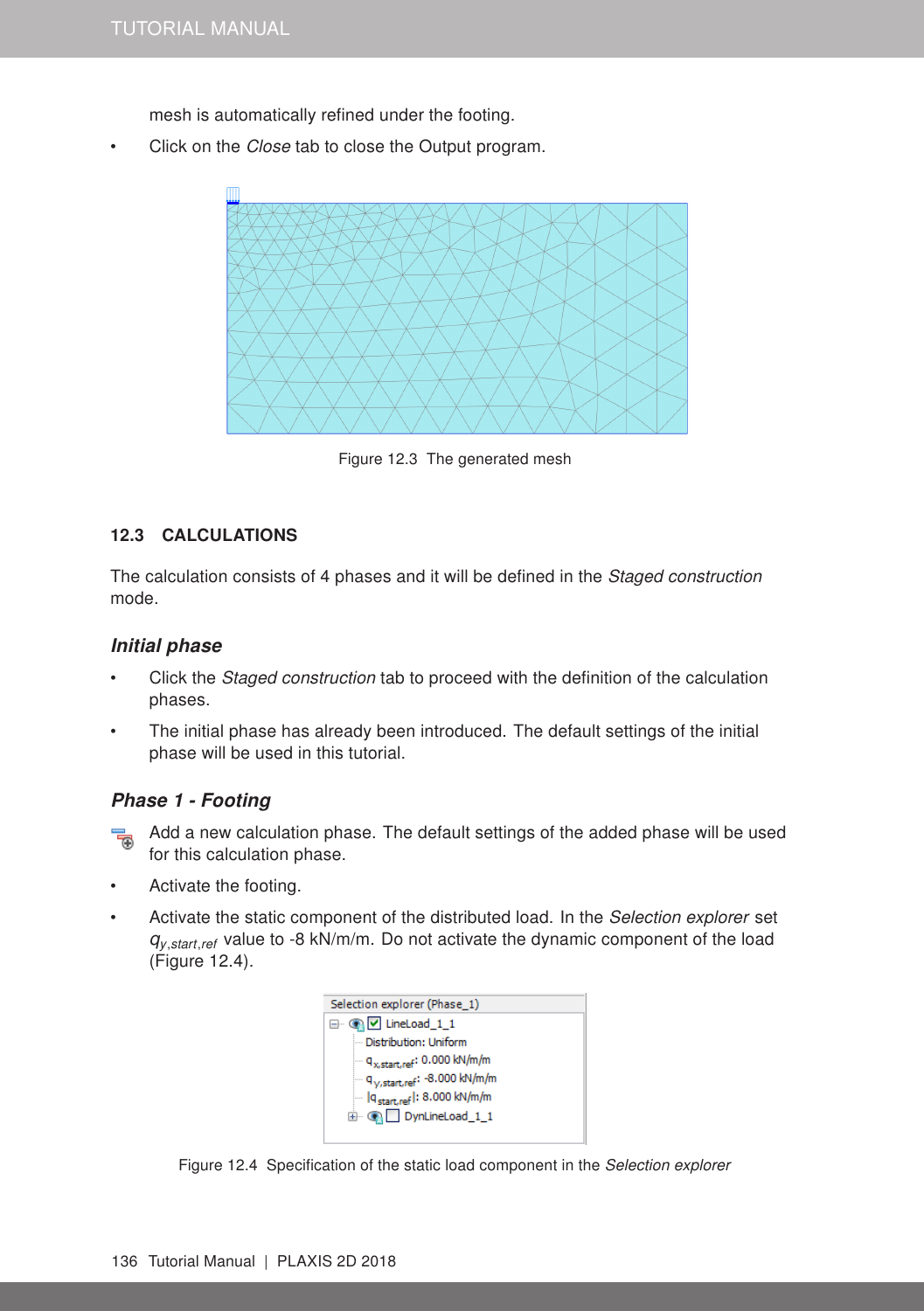mesh is automatically refined under the footing.

- Click on the *Close* tab to close the Output program.

Figure 12.3 The generated mesh

## 12.3 CALCULATIONS

The calculation consists of 4 phases and it will be defined in the *Staged construction* mode.

### *Initial phase*

- Click the *Staged construction* tab to proceed with the definition of the calculation phases.
- The initial phase has already been introduced. The default settings of the initial phase will be used in this tutorial.

### *Phase 1 - Footing*

Add a new calculation phase. The default settings of the added phase will be used for this calculation phase.

- Activate the footing.
- Activate the static component of the distributed load. In the *Selection explorer* set $q_{y,start,ref}$ value to -8 kN/m/m. Do not activate the dynamic component of the load (Figure 12.4).

Figure 12.4 Specification of the static load component in the *Selection explorer*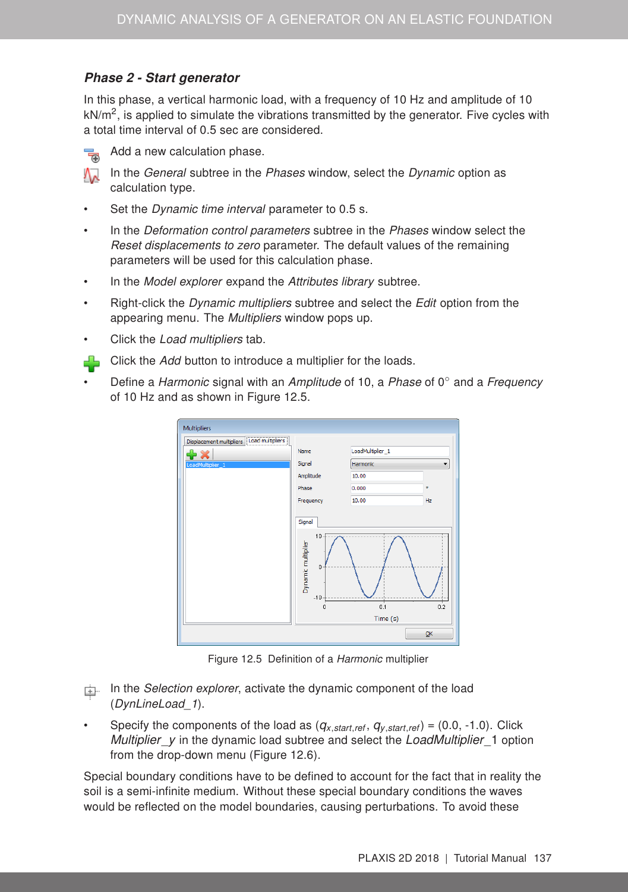### *Phase 2 - Start generator*

In this phase, a vertical harmonic load, with a frequency of 10 Hz and amplitude of 10 kN/$m^2$, is applied to simulate the vibrations transmitted by the generator. Five cycles with a total time interval of 0.5 sec are considered.

- Add a new calculation phase.
- In the *General* subtree in the *Phases* window, select the *Dynamic* option as calculation type.
- Set the *Dynamic time interval* parameter to 0.5 s.
- In the *Deformation control parameters* subtree in the *Phases* window select the *Reset displacements to zero* parameter. The default values of the remaining parameters will be used for this calculation phase.
- In the *Model explorer* expand the *Attributes library* subtree.
- Right-click the *Dynamic multipliers* subtree and select the *Edit* option from the appearing menu. The *Multipliers* window pops up.
- Click the *Load multipliers* tab.
- Click the *Add* button to introduce a multiplier for the loads.
- Define a *Harmonic* signal with an *Amplitude* of 10, a *Phase* of 0° and a *Frequency* of 10 Hz and as shown in Figure 12.5.

Figure 12.5 Definition of a *Harmonic* multiplier

- In the *Selection explorer*, activate the dynamic component of the load (*DynLineLoad_1*).
- Specify the components of the load as ($q_{x,start,ref}$, $q_{y,start,ref}$) = (0.0, -1.0). Click *Multiplier_y* in the dynamic load subtree and select the *LoadMultiplier_1* option from the drop-down menu (Figure 12.6).

Special boundary conditions have to be defined to account for the fact that in reality the soil is a semi-infinite medium. Without these special boundary conditions the waves would be reflected on the model boundaries, causing perturbations. To avoid these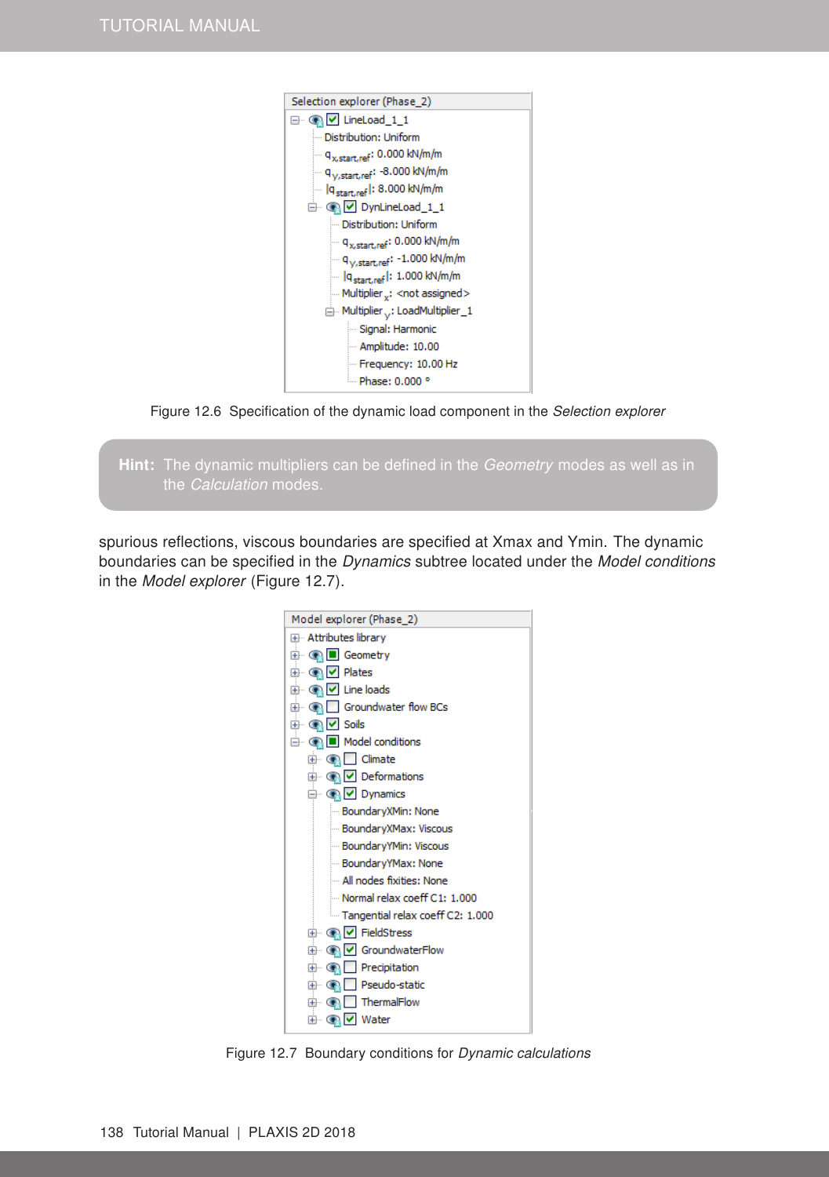Selection explorer (Phase_2)

- LineLoad_1_1
  - Distribution: Uniform
  - $q_{x,start,ref}$: 0.000 kN/m/m
  - $q_{y,start,ref}$: -8.000 kN/m/m
  - $|q_{start,ref}|$: 8.000 kN/m/m
  - DynLineLoad_1_1
    - Distribution: Uniform
    - $q_{x,start,ref}$: 0.000 kN/m/m
    - $q_{y,start,ref}$: -1.000 kN/m/m
    - $|q_{start,ref}|$: 1.000 kN/m/m
    - $Multiplier_x$: <not assigned>
    - $Multiplier_y$: LoadMultiplier_1
      - Signal: Harmonic
      - Amplitude: 10.00
      - Frequency: 10.00 Hz
      - Phase: 0.000 °

Figure 12.6 Specification of the dynamic load component in the *Selection explorer*

**Hint:** The dynamic multipliers can be defined in the *Geometry* modes as well as in the *Calculation* modes.

spurious reflections, viscous boundaries are specified at Xmax and Ymin. The dynamic boundaries can be specified in the *Dynamics* subtree located under the *Model conditions* in the *Model explorer* (Figure 12.7).

Model explorer (Phase_2)

- Attributes library
- Geometry
- Plates
- Line loads
- Groundwater flow BCs
- Soils
- Model conditions
  - Climate
  - Deformations
  - Dynamics
    - BoundaryXMin: None
    - BoundaryXMax: Viscous
    - BoundaryYMin: Viscous
    - BoundaryYMax: None
    - All nodes fixities: None
    - Normal relax coeff C1: 1.000
    - Tangential relax coeff C2: 1.000
  - FieldStress
  - GroundwaterFlow
  - Precipitation
  - Pseudo-static
  - ThermalFlow
  - Water

Figure 12.7 Boundary conditions for *Dynamic calculations*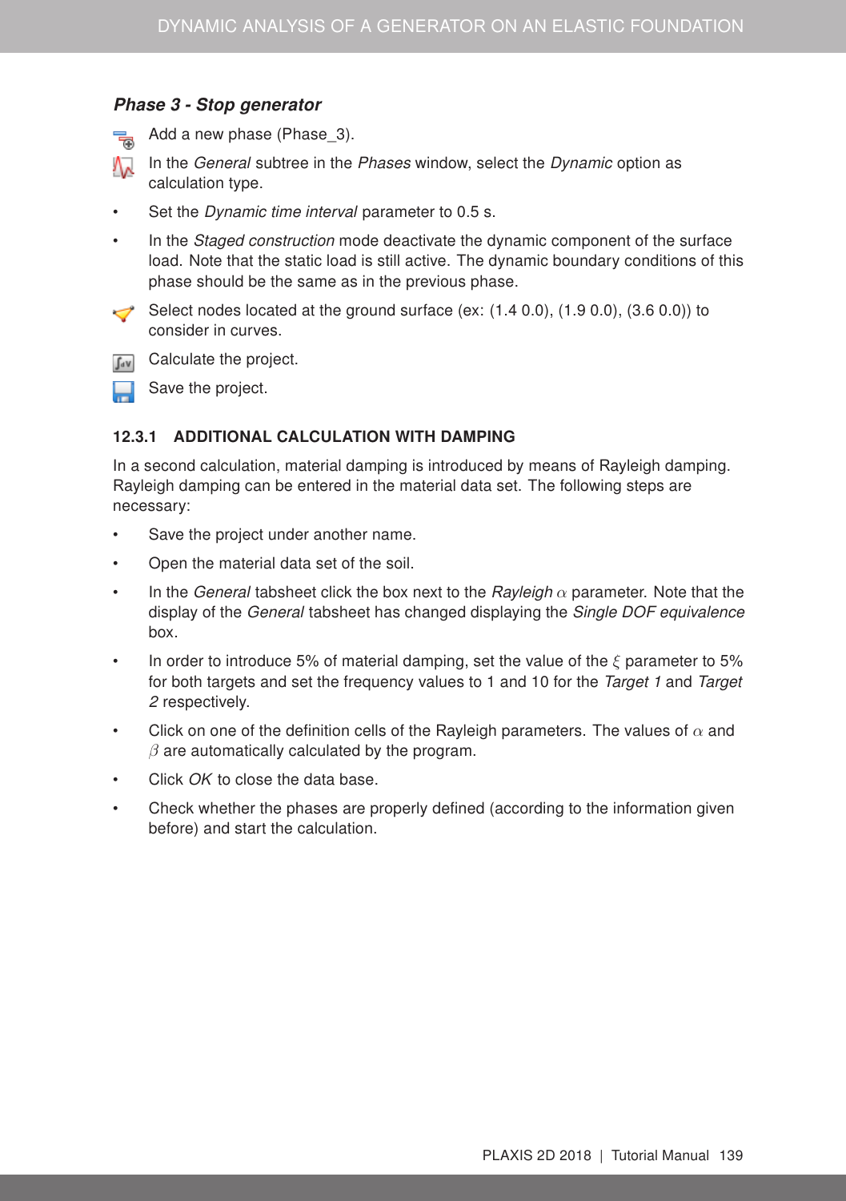### *Phase 3 - Stop generator*

- Add a new phase (Phase_3).
- In the *General* subtree in the *Phases* window, select the *Dynamic* option as calculation type.
- Set the *Dynamic time interval* parameter to 0.5 s.
- In the *Staged construction* mode deactivate the dynamic component of the surface load. Note that the static load is still active. The dynamic boundary conditions of this phase should be the same as in the previous phase.
- Select nodes located at the ground surface (ex: (1.4 0.0), (1.9 0.0), (3.6 0.0)) to consider in curves.
- Calculate the project.
- Save the project.

#### 12.3.1 ADDITIONAL CALCULATION WITH DAMPING

In a second calculation, material damping is introduced by means of Rayleigh damping. Rayleigh damping can be entered in the material data set. The following steps are necessary:

- Save the project under another name.
- Open the material data set of the soil.
- In the *General* tabsheet click the box next to the *Rayleigh* $\alpha$ parameter. Note that the display of the *General* tabsheet has changed displaying the *Single DOF equivalence* box.
- In order to introduce 5% of material damping, set the value of the $\xi$ parameter to 5% for both targets and set the frequency values to 1 and 10 for the *Target 1* and *Target 2* respectively.
- Click on one of the definition cells of the Rayleigh parameters. The values of $\alpha$ and $\beta$ are automatically calculated by the program.
- Click *OK* to close the data base.
- Check whether the phases are properly defined (according to the information given before) and start the calculation.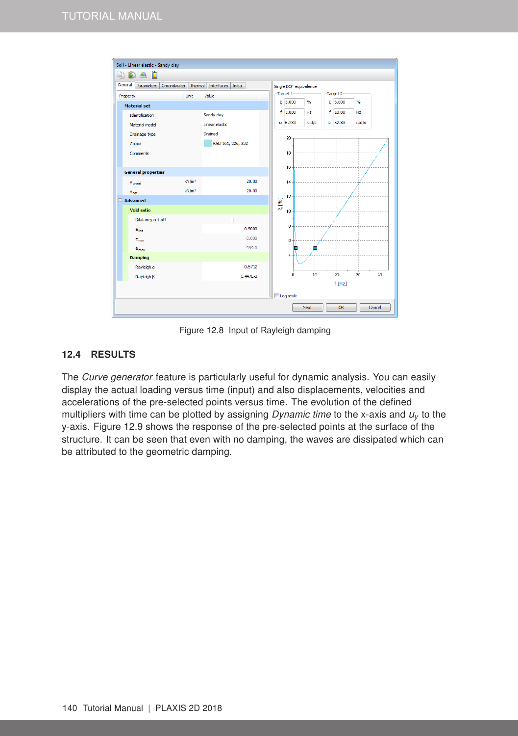Figure 12.8 Input of Rayleigh damping

## 12.4 RESULTS

The *Curve generator* feature is particularly useful for dynamic analysis. You can easily display the actual loading versus time (input) and also displacements, velocities and accelerations of the pre-selected points versus time. The evolution of the defined multipliers with time can be plotted by assigning *Dynamic time* to the x-axis and $u_y$ to the y-axis. Figure 12.9 shows the response of the pre-selected points at the surface of the structure. It can be seen that even with no damping, the waves are dissipated which can be attributed to the geometric damping.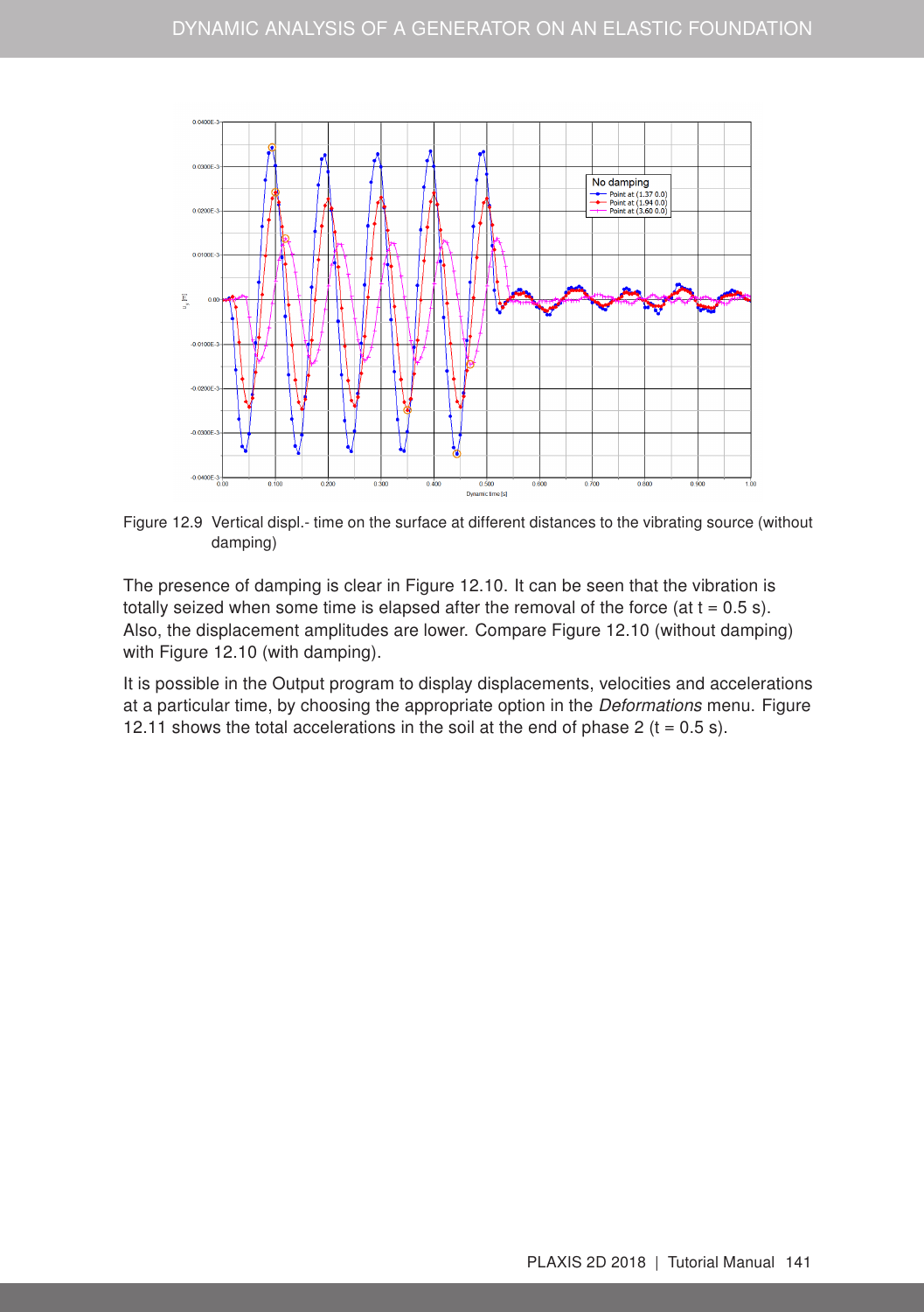Figure 12.9 Vertical displ.- time on the surface at different distances to the vibrating source (without damping)

The presence of damping is clear in Figure 12.10. It can be seen that the vibration is totally seized when some time is elapsed after the removal of the force (at t = 0.5 s). Also, the displacement amplitudes are lower. Compare Figure 12.10 (without damping) with Figure 12.10 (with damping).

It is possible in the Output program to display displacements, velocities and accelerations at a particular time, by choosing the appropriate option in the *Deformations* menu. Figure 12.11 shows the total accelerations in the soil at the end of phase 2 (t = 0.5 s).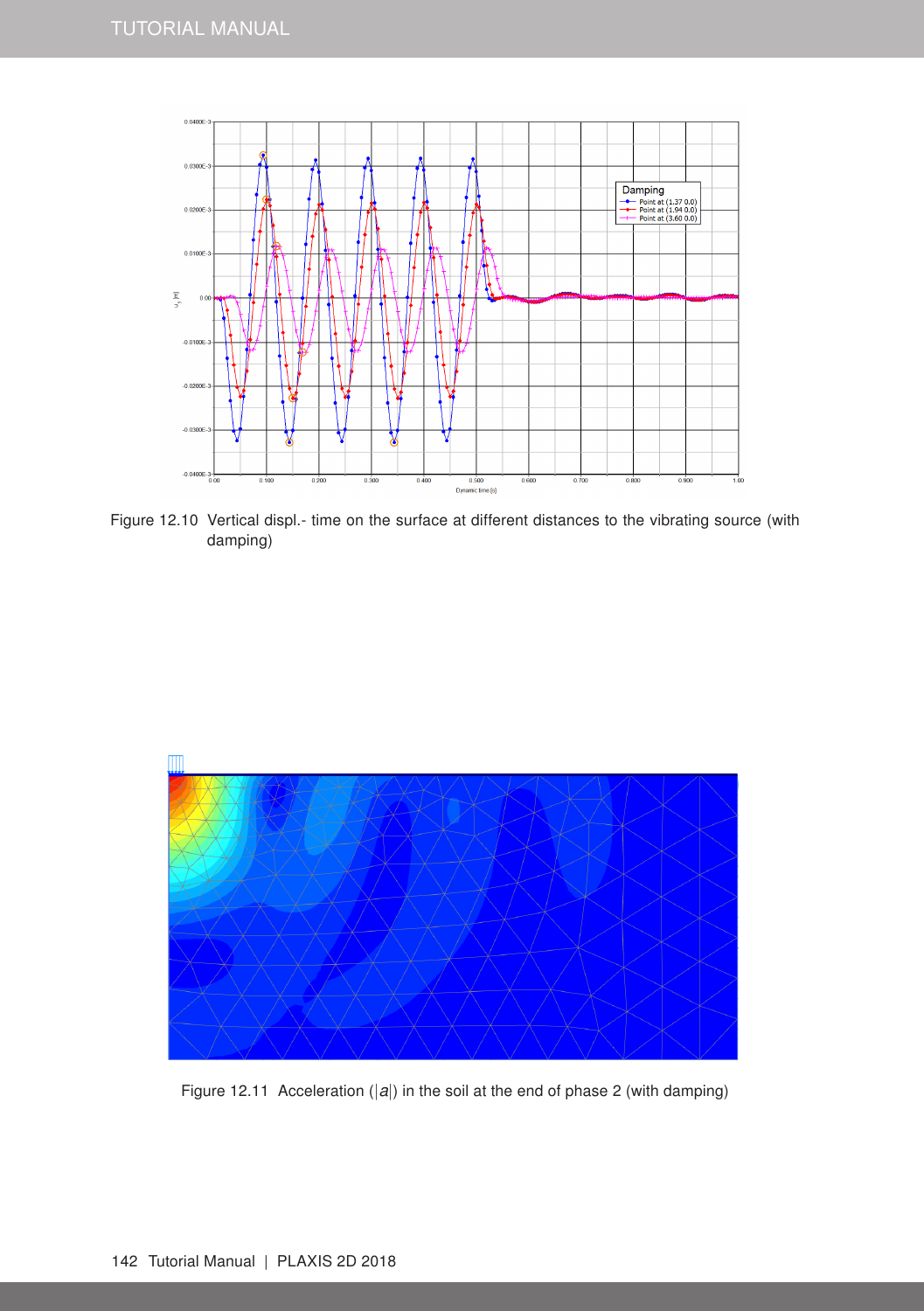0.0400E-3
0.0300E-3
0.0200E-3
0.0100E-3
0.00
-0.0100E-3
-0.0200E-3
-0.0300E-3
-0.0400E-3

$u_y$ [m]

0.00 0.100 0.200 0.300 0.400 0.500 0.600 0.700 0.800 0.900 1.00

Dynamic time [s]

Damping
Point at (1.37 0.0)
Point at (1.94 0.0)
Point at (3.60 0.0)

Figure 12.10 Vertical displ.- time on the surface at different distances to the vibrating source (with damping)

Figure 12.11 Acceleration ($|a|$) in the soil at the end of phase 2 (with damping)